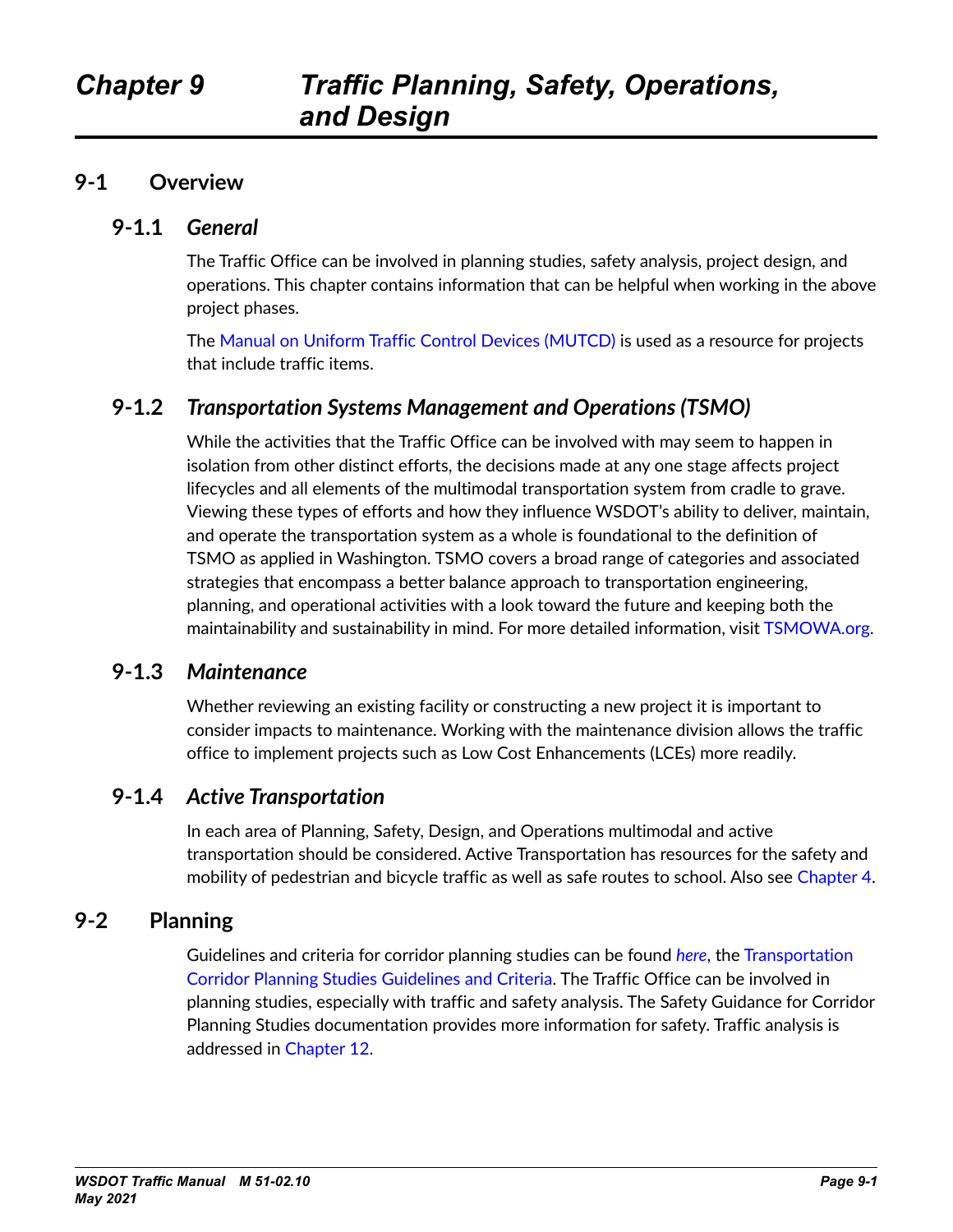# Chapter 9 Traffic Planning, Safety, Operations, and Design

## 9-1 Overview

### 9-1.1 *General*

The Traffic Office can be involved in planning studies, safety analysis, project design, and operations. This chapter contains information that can be helpful when working in the above project phases.

The Manual on Uniform Traffic Control Devices (MUTCD) is used as a resource for projects that include traffic items.

### 9-1.2 *Transportation Systems Management and Operations (TSMO)*

While the activities that the Traffic Office can be involved with may seem to happen in isolation from other distinct efforts, the decisions made at any one stage affects project lifecycles and all elements of the multimodal transportation system from cradle to grave. Viewing these types of efforts and how they influence WSDOT's ability to deliver, maintain, and operate the transportation system as a whole is foundational to the definition of TSMO as applied in Washington. TSMO covers a broad range of categories and associated strategies that encompass a better balance approach to transportation engineering, planning, and operational activities with a look toward the future and keeping both the maintainability and sustainability in mind. For more detailed information, visit TSMOWA.org.

### 9-1.3 *Maintenance*

Whether reviewing an existing facility or constructing a new project it is important to consider impacts to maintenance. Working with the maintenance division allows the traffic office to implement projects such as Low Cost Enhancements (LCEs) more readily.

### 9-1.4 *Active Transportation*

In each area of Planning, Safety, Design, and Operations multimodal and active transportation should be considered. Active Transportation has resources for the safety and mobility of pedestrian and bicycle traffic as well as safe routes to school. Also see Chapter 4.

## 9-2 Planning

Guidelines and criteria for corridor planning studies can be found *here*, the Transportation Corridor Planning Studies Guidelines and Criteria. The Traffic Office can be involved in planning studies, especially with traffic and safety analysis. The Safety Guidance for Corridor Planning Studies documentation provides more information for safety. Traffic analysis is addressed in Chapter 12.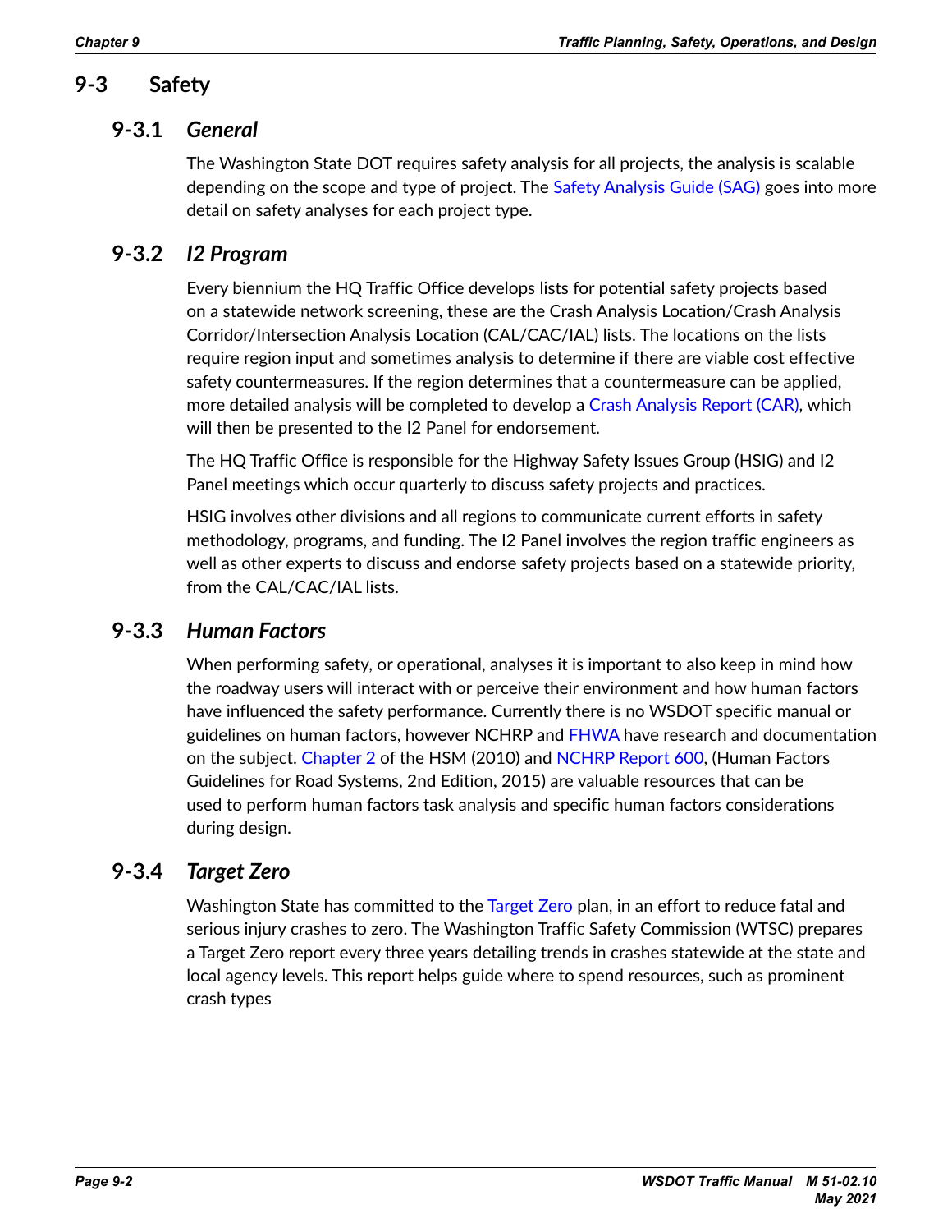## 9-3 Safety

### 9-3.1 *General*

The Washington State DOT requires safety analysis for all projects, the analysis is scalable depending on the scope and type of project. The Safety Analysis Guide (SAG) goes into more detail on safety analyses for each project type.

### 9-3.2 *I2 Program*

Every biennium the HQ Traffic Office develops lists for potential safety projects based on a statewide network screening, these are the Crash Analysis Location/Crash Analysis Corridor/Intersection Analysis Location (CAL/CAC/IAL) lists. The locations on the lists require region input and sometimes analysis to determine if there are viable cost effective safety countermeasures. If the region determines that a countermeasure can be applied, more detailed analysis will be completed to develop a Crash Analysis Report (CAR), which will then be presented to the I2 Panel for endorsement.

The HQ Traffic Office is responsible for the Highway Safety Issues Group (HSIG) and I2 Panel meetings which occur quarterly to discuss safety projects and practices.

HSIG involves other divisions and all regions to communicate current efforts in safety methodology, programs, and funding. The I2 Panel involves the region traffic engineers as well as other experts to discuss and endorse safety projects based on a statewide priority, from the CAL/CAC/IAL lists.

### 9-3.3 *Human Factors*

When performing safety, or operational, analyses it is important to also keep in mind how the roadway users will interact with or perceive their environment and how human factors have influenced the safety performance. Currently there is no WSDOT specific manual or guidelines on human factors, however NCHRP and FHWA have research and documentation on the subject. Chapter 2 of the HSM (2010) and NCHRP Report 600, (Human Factors Guidelines for Road Systems, 2nd Edition, 2015) are valuable resources that can be used to perform human factors task analysis and specific human factors considerations during design.

### 9-3.4 *Target Zero*

Washington State has committed to the Target Zero plan, in an effort to reduce fatal and serious injury crashes to zero. The Washington Traffic Safety Commission (WTSC) prepares a Target Zero report every three years detailing trends in crashes statewide at the state and local agency levels. This report helps guide where to spend resources, such as prominent crash types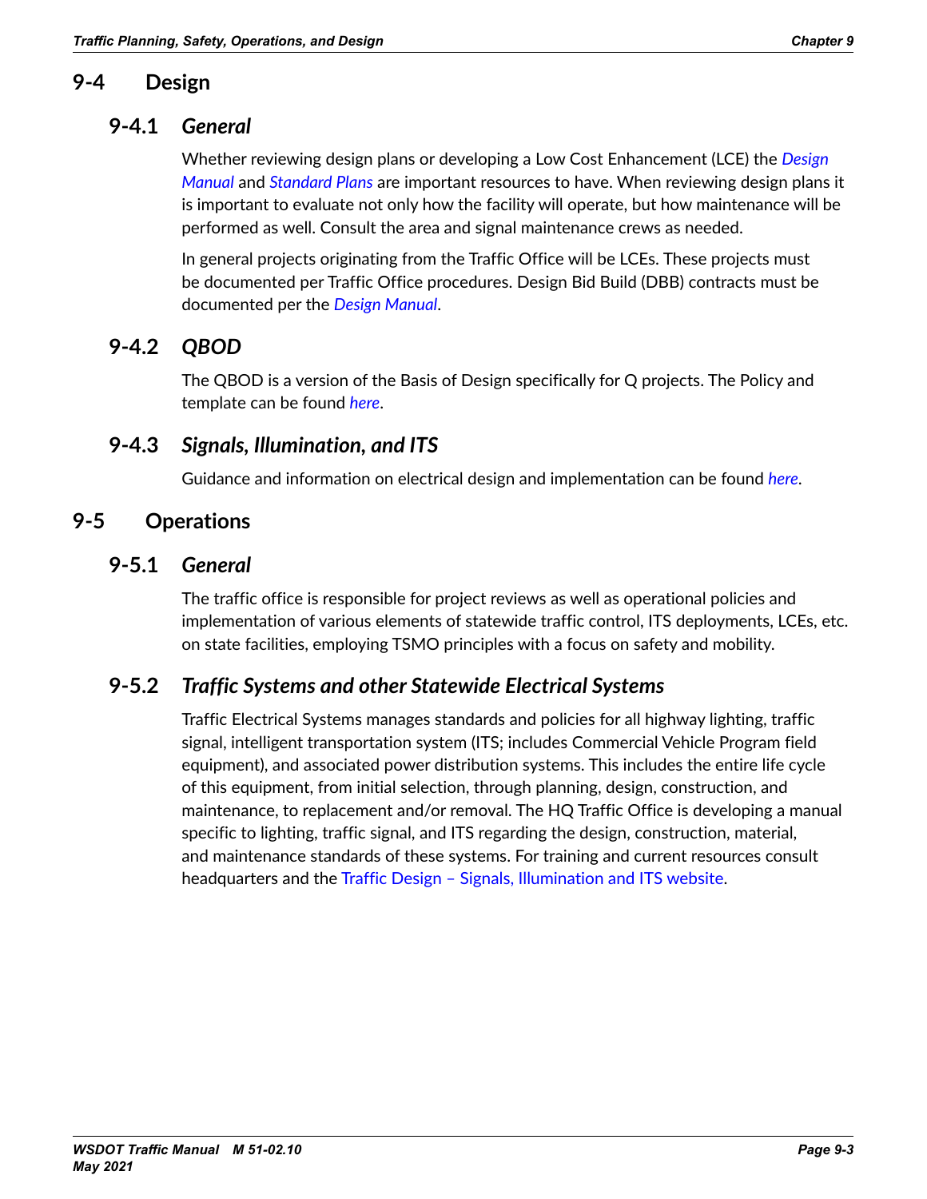## 9-4 Design

### 9-4.1 *General*

Whether reviewing design plans or developing a Low Cost Enhancement (LCE) the *Design Manual* and *Standard Plans* are important resources to have. When reviewing design plans it is important to evaluate not only how the facility will operate, but how maintenance will be performed as well. Consult the area and signal maintenance crews as needed.

In general projects originating from the Traffic Office will be LCEs. These projects must be documented per Traffic Office procedures. Design Bid Build (DBB) contracts must be documented per the *Design Manual*.

### 9-4.2 *QBOD*

The QBOD is a version of the Basis of Design specifically for Q projects. The Policy and template can be found *here*.

### 9-4.3 *Signals, Illumination, and ITS*

Guidance and information on electrical design and implementation can be found *here*.

## 9-5 Operations

### 9-5.1 *General*

The traffic office is responsible for project reviews as well as operational policies and implementation of various elements of statewide traffic control, ITS deployments, LCEs, etc. on state facilities, employing TSMO principles with a focus on safety and mobility.

### 9-5.2 *Traffic Systems and other Statewide Electrical Systems*

Traffic Electrical Systems manages standards and policies for all highway lighting, traffic signal, intelligent transportation system (ITS; includes Commercial Vehicle Program field equipment), and associated power distribution systems. This includes the entire life cycle of this equipment, from initial selection, through planning, design, construction, and maintenance, to replacement and/or removal. The HQ Traffic Office is developing a manual specific to lighting, traffic signal, and ITS regarding the design, construction, material, and maintenance standards of these systems. For training and current resources consult headquarters and the Traffic Design – Signals, Illumination and ITS website.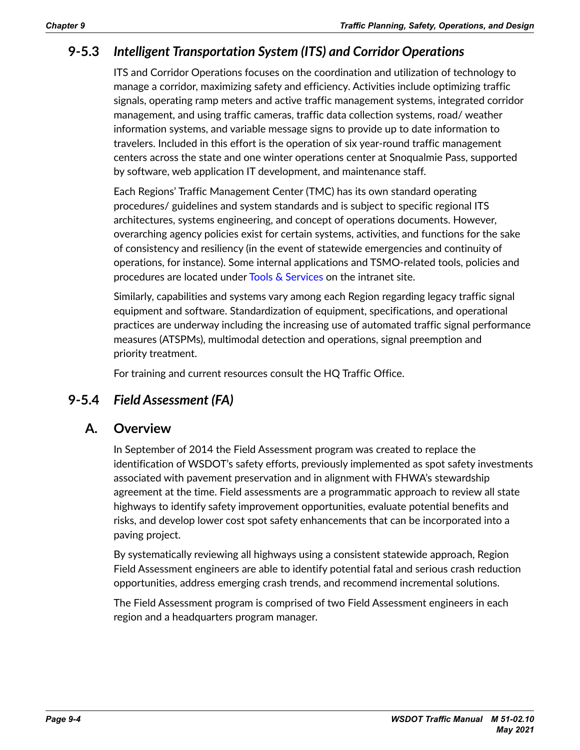## 9-5.3 *Intelligent Transportation System (ITS) and Corridor Operations*

ITS and Corridor Operations focuses on the coordination and utilization of technology to manage a corridor, maximizing safety and efficiency. Activities include optimizing traffic signals, operating ramp meters and active traffic management systems, integrated corridor management, and using traffic cameras, traffic data collection systems, road/ weather information systems, and variable message signs to provide up to date information to travelers. Included in this effort is the operation of six year-round traffic management centers across the state and one winter operations center at Snoqualmie Pass, supported by software, web application IT development, and maintenance staff.

Each Regions' Traffic Management Center (TMC) has its own standard operating procedures/ guidelines and system standards and is subject to specific regional ITS architectures, systems engineering, and concept of operations documents. However, overarching agency policies exist for certain systems, activities, and functions for the sake of consistency and resiliency (in the event of statewide emergencies and continuity of operations, for instance). Some internal applications and TSMO-related tools, policies and procedures are located under Tools & Services on the intranet site.

Similarly, capabilities and systems vary among each Region regarding legacy traffic signal equipment and software. Standardization of equipment, specifications, and operational practices are underway including the increasing use of automated traffic signal performance measures (ATSPMs), multimodal detection and operations, signal preemption and priority treatment.

For training and current resources consult the HQ Traffic Office.

## 9-5.4 *Field Assessment (FA)*

### A. Overview

In September of 2014 the Field Assessment program was created to replace the identification of WSDOT's safety efforts, previously implemented as spot safety investments associated with pavement preservation and in alignment with FHWA's stewardship agreement at the time. Field assessments are a programmatic approach to review all state highways to identify safety improvement opportunities, evaluate potential benefits and risks, and develop lower cost spot safety enhancements that can be incorporated into a paving project.

By systematically reviewing all highways using a consistent statewide approach, Region Field Assessment engineers are able to identify potential fatal and serious crash reduction opportunities, address emerging crash trends, and recommend incremental solutions.

The Field Assessment program is comprised of two Field Assessment engineers in each region and a headquarters program manager.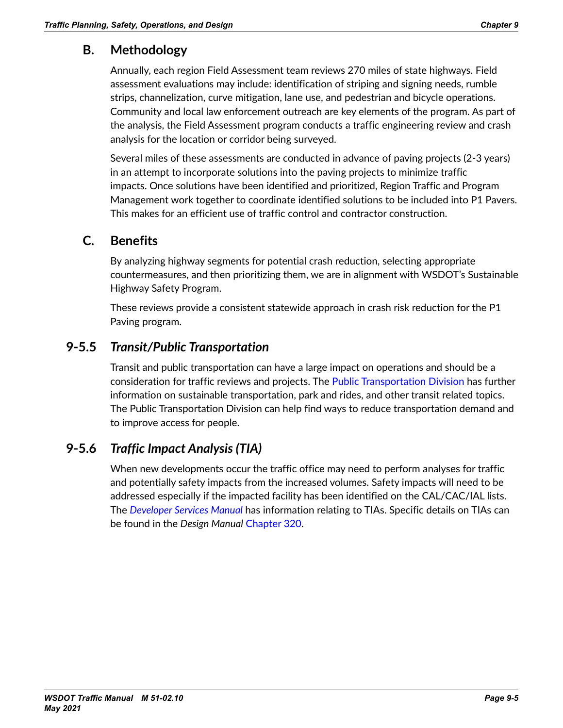### B. Methodology

Annually, each region Field Assessment team reviews 270 miles of state highways. Field assessment evaluations may include: identification of striping and signing needs, rumble strips, channelization, curve mitigation, lane use, and pedestrian and bicycle operations. Community and local law enforcement outreach are key elements of the program. As part of the analysis, the Field Assessment program conducts a traffic engineering review and crash analysis for the location or corridor being surveyed.

Several miles of these assessments are conducted in advance of paving projects (2-3 years) in an attempt to incorporate solutions into the paving projects to minimize traffic impacts. Once solutions have been identified and prioritized, Region Traffic and Program Management work together to coordinate identified solutions to be included into P1 Pavers. This makes for an efficient use of traffic control and contractor construction.

### C. Benefits

By analyzing highway segments for potential crash reduction, selecting appropriate countermeasures, and then prioritizing them, we are in alignment with WSDOT's Sustainable Highway Safety Program.

These reviews provide a consistent statewide approach in crash risk reduction for the P1 Paving program.

## 9-5.5 *Transit/Public Transportation*

Transit and public transportation can have a large impact on operations and should be a consideration for traffic reviews and projects. The Public Transportation Division has further information on sustainable transportation, park and rides, and other transit related topics. The Public Transportation Division can help find ways to reduce transportation demand and to improve access for people.

## 9-5.6 *Traffic Impact Analysis (TIA)*

When new developments occur the traffic office may need to perform analyses for traffic and potentially safety impacts from the increased volumes. Safety impacts will need to be addressed especially if the impacted facility has been identified on the CAL/CAC/IAL lists. The *Developer Services Manual* has information relating to TIAs. Specific details on TIAs can be found in the *Design Manual* Chapter 320.